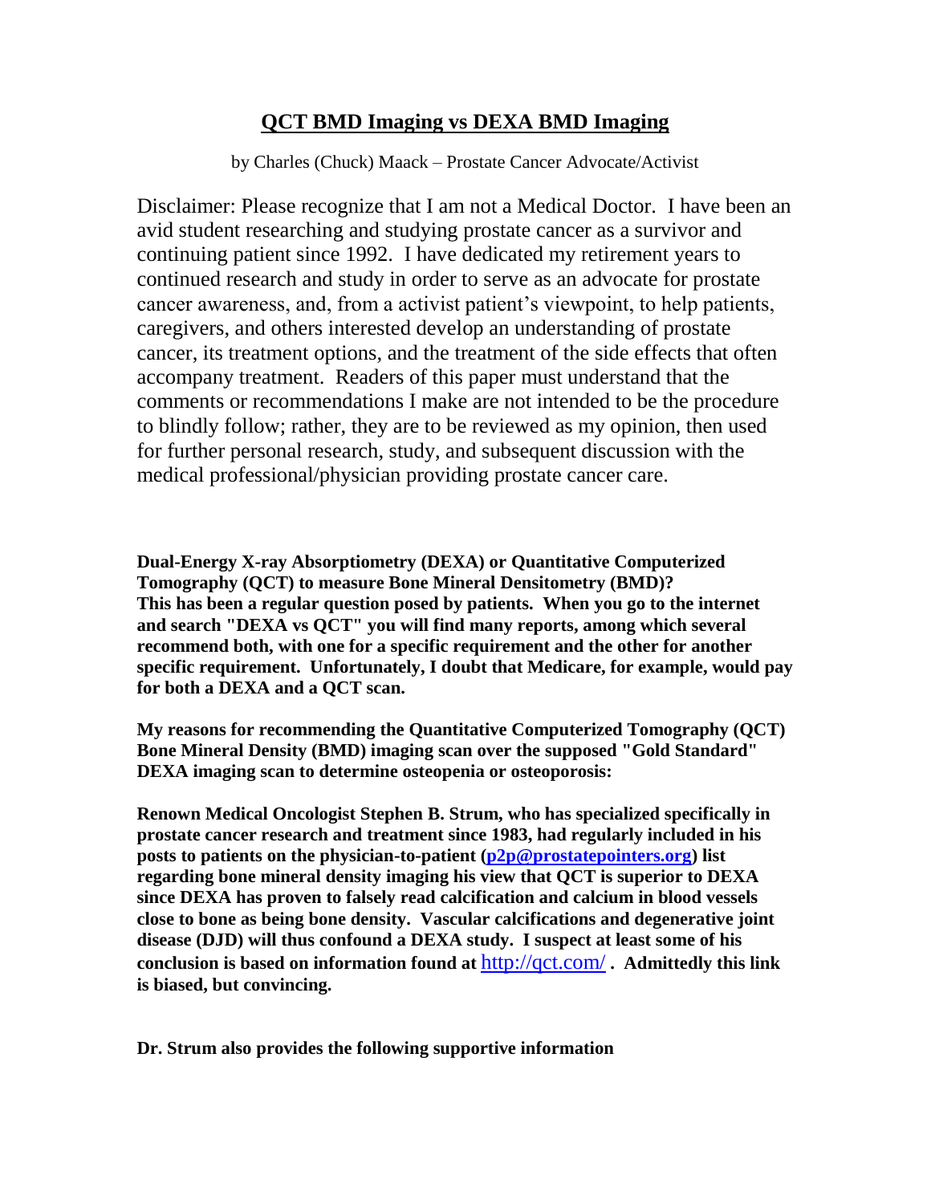# QCT BMD Imaging vs DEXA BMD Imaging

by Charles (Chuck) Maack – Prostate Cancer Advocate/Activist

Disclaimer: Please recognize that I am not a Medical Doctor. I have been an avid student researching and studying prostate cancer as a survivor and continuing patient since 1992. I have dedicated my retirement years to continued research and study in order to serve as an advocate for prostate cancer awareness, and, from a activist patient's viewpoint, to help patients, caregivers, and others interested develop an understanding of prostate cancer, its treatment options, and the treatment of the side effects that often accompany treatment. Readers of this paper must understand that the comments or recommendations I make are not intended to be the procedure to blindly follow; rather, they are to be reviewed as my opinion, then used for further personal research, study, and subsequent discussion with the medical professional/physician providing prostate cancer care.

**Dual-Energy X-ray Absorptiometry (DEXA) or Quantitative Computerized Tomography (QCT) to measure Bone Mineral Densitometry (BMD)?**
**This has been a regular question posed by patients. When you go to the internet and search "DEXA vs QCT" you will find many reports, among which several recommend both, with one for a specific requirement and the other for another specific requirement. Unfortunately, I doubt that Medicare, for example, would pay for both a DEXA and a QCT scan.**

**My reasons for recommending the Quantitative Computerized Tomography (QCT) Bone Mineral Density (BMD) imaging scan over the supposed "Gold Standard" DEXA imaging scan to determine osteopenia or osteoporosis:**

**Renown Medical Oncologist Stephen B. Strum, who has specialized specifically in prostate cancer research and treatment since 1983, had regularly included in his posts to patients on the physician-to-patient ([p2p@prostatepointers.org](mailto:p2p@prostatepointers.org)) list regarding bone mineral density imaging his view that QCT is superior to DEXA since DEXA has proven to falsely read calcification and calcium in blood vessels close to bone as being bone density. Vascular calcifications and degenerative joint disease (DJD) will thus confound a DEXA study. I suspect at least some of his conclusion is based on information found at [http://qct.com/](http://qct.com/) . Admittedly this link is biased, but convincing.**

**Dr. Strum also provides the following supportive information**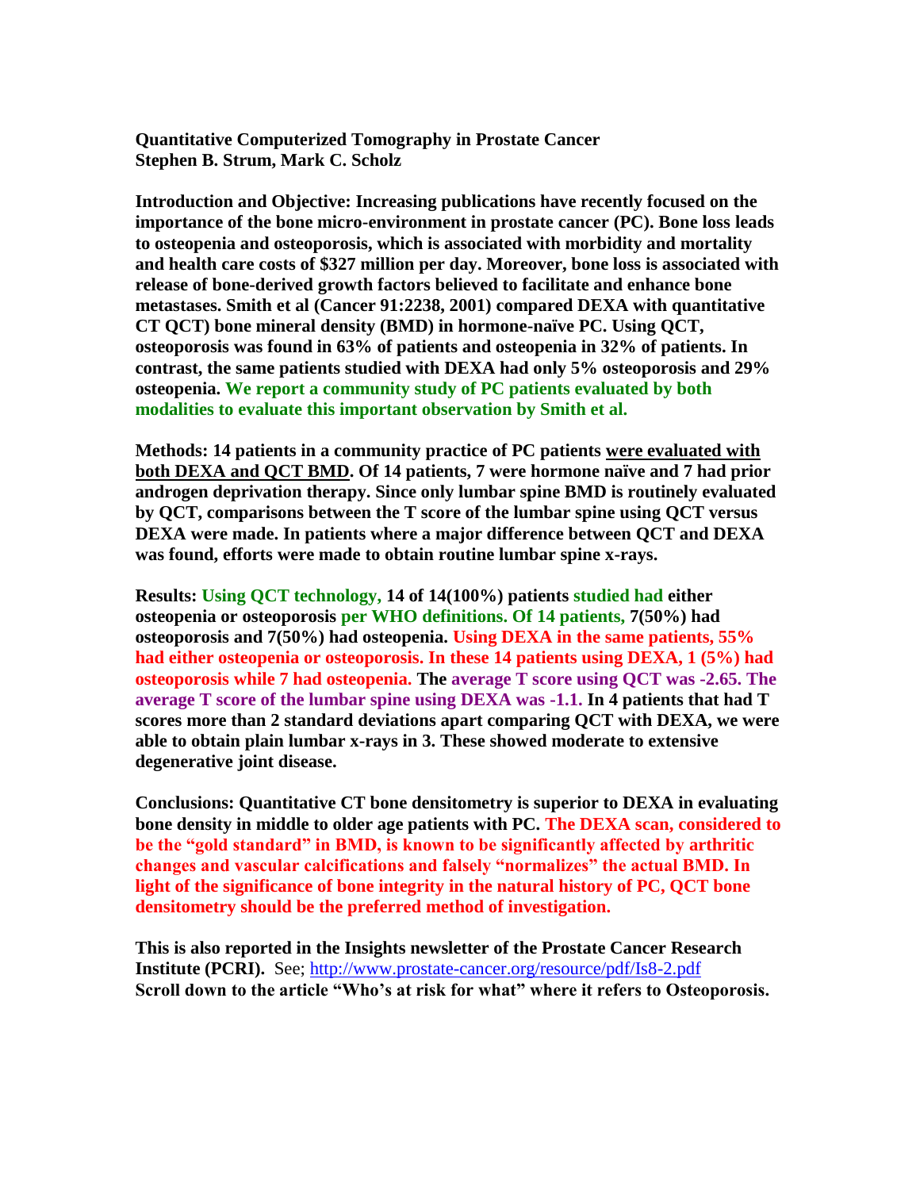**Quantitative Computerized Tomography in Prostate Cancer**
**Stephen B. Strum, Mark C. Scholz**

**Introduction and Objective: Increasing publications have recently focused on the importance of the bone micro-environment in prostate cancer (PC). Bone loss leads to osteopenia and osteoporosis, which is associated with morbidity and mortality and health care costs of $327 million per day. Moreover, bone loss is associated with release of bone-derived growth factors believed to facilitate and enhance bone metastases. Smith et al (Cancer 91:2238, 2001) compared DEXA with quantitative CT QCT) bone mineral density (BMD) in hormone-naïve PC. Using QCT, osteoporosis was found in 63% of patients and osteopenia in 32% of patients. In contrast, the same patients studied with DEXA had only 5% osteoporosis and 29% osteopenia. We report a community study of PC patients evaluated by both modalities to evaluate this important observation by Smith et al.**

**Methods: 14 patients in a community practice of PC patients were evaluated with both DEXA and QCT BMD. Of 14 patients, 7 were hormone naïve and 7 had prior androgen deprivation therapy. Since only lumbar spine BMD is routinely evaluated by QCT, comparisons between the T score of the lumbar spine using QCT versus DEXA were made. In patients where a major difference between QCT and DEXA was found, efforts were made to obtain routine lumbar spine x-rays.**

**Results: Using QCT technology, 14 of 14(100%) patients studied had either osteopenia or osteoporosis per WHO definitions. Of 14 patients, 7(50%) had osteoporosis and 7(50%) had osteopenia. Using DEXA in the same patients, 55% had either osteopenia or osteoporosis. In these 14 patients using DEXA, 1 (5%) had osteoporosis while 7 had osteopenia. The average T score using QCT was -2.65. The average T score of the lumbar spine using DEXA was -1.1. In 4 patients that had T scores more than 2 standard deviations apart comparing QCT with DEXA, we were able to obtain plain lumbar x-rays in 3. These showed moderate to extensive degenerative joint disease.**

**Conclusions: Quantitative CT bone densitometry is superior to DEXA in evaluating bone density in middle to older age patients with PC. The DEXA scan, considered to be the "gold standard" in BMD, is known to be significantly affected by arthritic changes and vascular calcifications and falsely "normalizes" the actual BMD. In light of the significance of bone integrity in the natural history of PC, QCT bone densitometry should be the preferred method of investigation.**

**This is also reported in the Insights newsletter of the Prostate Cancer Research Institute (PCRI).** See; http://www.prostate-cancer.org/resource/pdf/Is8-2.pdf
**Scroll down to the article "Who's at risk for what" where it refers to Osteoporosis.**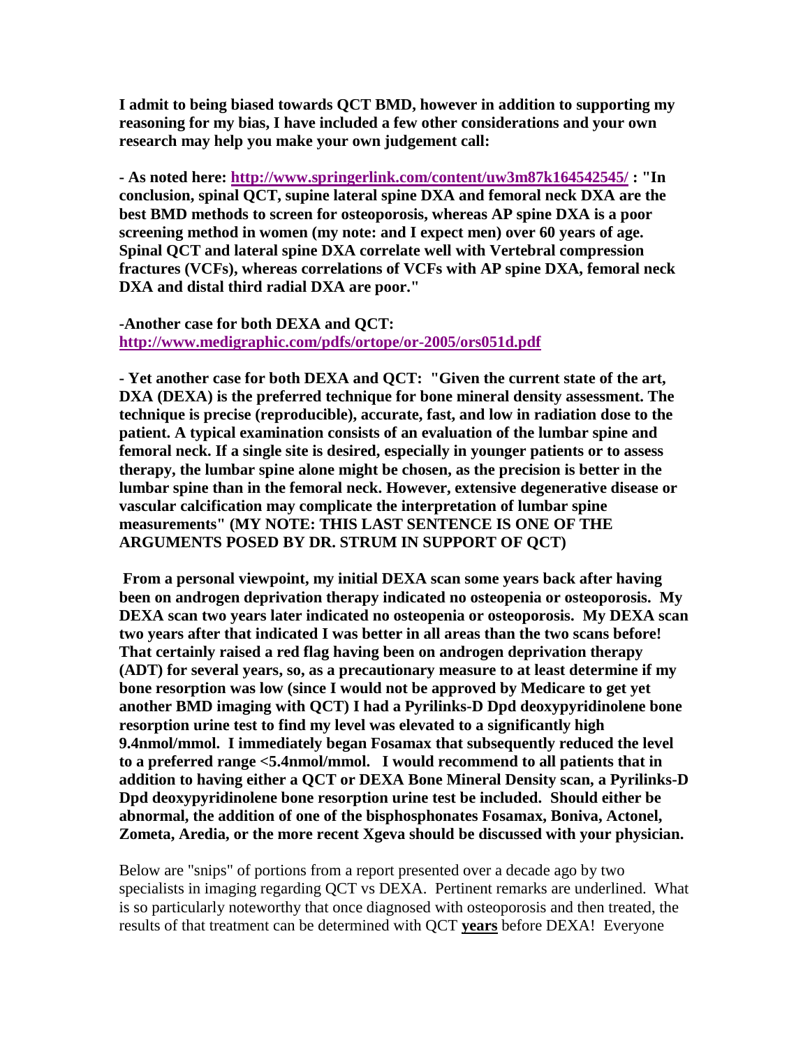**I admit to being biased towards QCT BMD, however in addition to supporting my reasoning for my bias, I have included a few other considerations and your own research may help you make your own judgement call:**

**- As noted here: [http://www.springerlink.com/content/uw3m87k164542545/](http://www.springerlink.com/content/uw3m87k164542545/) : "In conclusion, spinal QCT, supine lateral spine DXA and femoral neck DXA are the best BMD methods to screen for osteoporosis, whereas AP spine DXA is a poor screening method in women (my note: and I expect men) over 60 years of age. Spinal QCT and lateral spine DXA correlate well with Vertebral compression fractures (VCFs), whereas correlations of VCFs with AP spine DXA, femoral neck DXA and distal third radial DXA are poor."**

**-Another case for both DEXA and QCT: [http://www.medigraphic.com/pdfs/ortope/or-2005/ors051d.pdf](http://www.medigraphic.com/pdfs/ortope/or-2005/ors051d.pdf)**

**- Yet another case for both DEXA and QCT: "Given the current state of the art, DXA (DEXA) is the preferred technique for bone mineral density assessment. The technique is precise (reproducible), accurate, fast, and low in radiation dose to the patient. A typical examination consists of an evaluation of the lumbar spine and femoral neck. If a single site is desired, especially in younger patients or to assess therapy, the lumbar spine alone might be chosen, as the precision is better in the lumbar spine than in the femoral neck. However, extensive degenerative disease or vascular calcification may complicate the interpretation of lumbar spine measurements" (MY NOTE: THIS LAST SENTENCE IS ONE OF THE ARGUMENTS POSED BY DR. STRUM IN SUPPORT OF QCT)**

**From a personal viewpoint, my initial DEXA scan some years back after having been on androgen deprivation therapy indicated no osteopenia or osteoporosis. My DEXA scan two years later indicated no osteopenia or osteoporosis. My DEXA scan two years after that indicated I was better in all areas than the two scans before! That certainly raised a red flag having been on androgen deprivation therapy (ADT) for several years, so, as a precautionary measure to at least determine if my bone resorption was low (since I would not be approved by Medicare to get yet another BMD imaging with QCT) I had a Pyrilinks-D Dpd deoxypyridinolene bone resorption urine test to find my level was elevated to a significantly high 9.4nmol/mmol. I immediately began Fosamax that subsequently reduced the level to a preferred range <5.4nmol/mmol. I would recommend to all patients that in addition to having either a QCT or DEXA Bone Mineral Density scan, a Pyrilinks-D Dpd deoxypyridinolene bone resorption urine test be included. Should either be abnormal, the addition of one of the bisphosphonates Fosamax, Boniva, Actonel, Zometa, Aredia, or the more recent Xgeva should be discussed with your physician.**

Below are "snips" of portions from a report presented over a decade ago by two specialists in imaging regarding QCT vs DEXA. Pertinent remarks are underlined. What is so particularly noteworthy that once diagnosed with osteoporosis and then treated, the results of that treatment can be determined with QCT **years** before DEXA! Everyone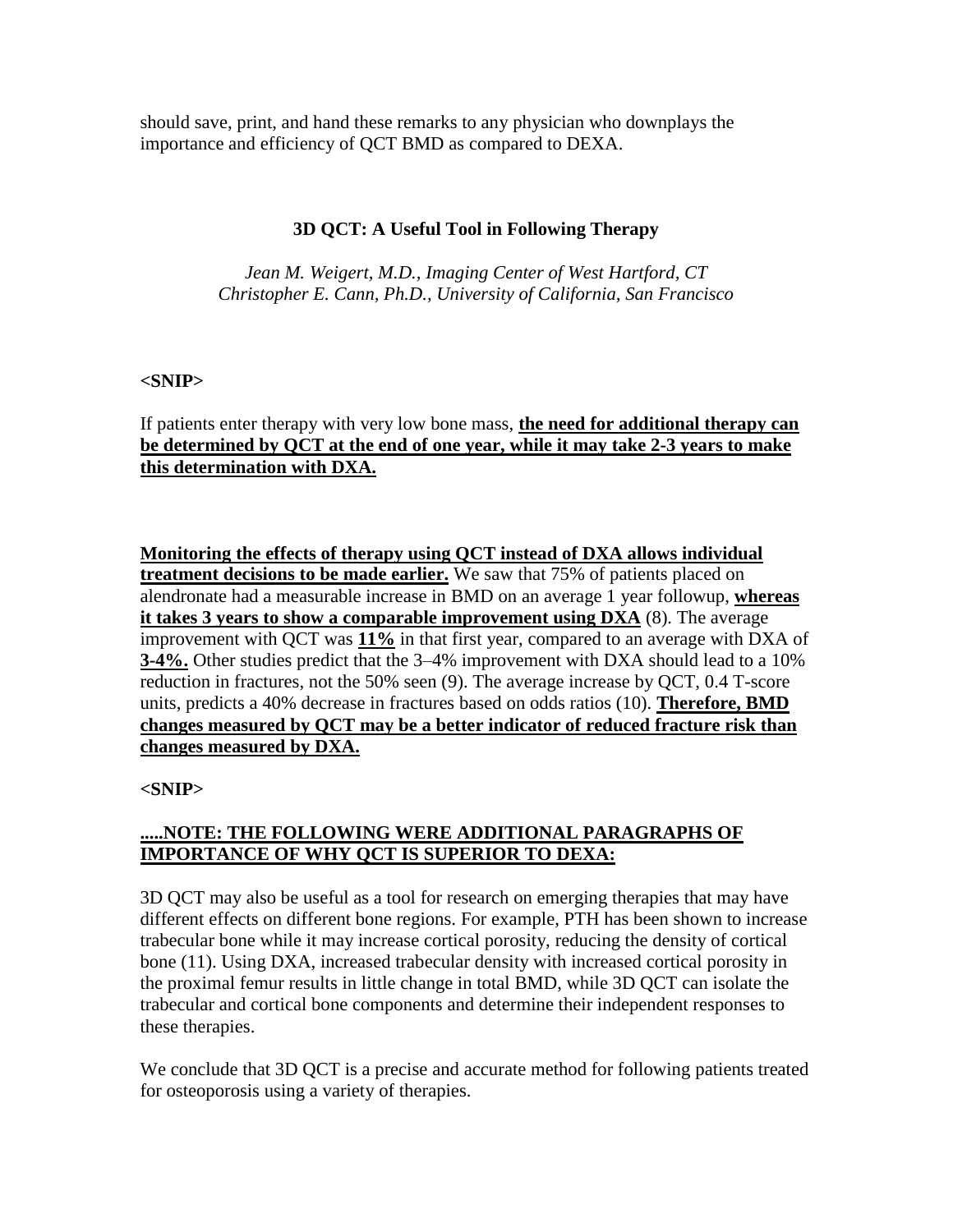should save, print, and hand these remarks to any physician who downplays the importance and efficiency of QCT BMD as compared to DEXA.

### 3D QCT: A Useful Tool in Following Therapy

*Jean M. Weigert, M.D., Imaging Center of West Hartford, CT*
*Christopher E. Cann, Ph.D., University of California, San Francisco*

**<SNIP>**

If patients enter therapy with very low bone mass, **the need for additional therapy can be determined by QCT at the end of one year, while it may take 2-3 years to make this determination with DXA.**

**Monitoring the effects of therapy using QCT instead of DXA allows individual treatment decisions to be made earlier.** We saw that 75% of patients placed on alendronate had a measurable increase in BMD on an average 1 year followup, **whereas it takes 3 years to show a comparable improvement using DXA** (8). The average improvement with QCT was **11%** in that first year, compared to an average with DXA of **3-4%.** Other studies predict that the 3–4% improvement with DXA should lead to a 10% reduction in fractures, not the 50% seen (9). The average increase by QCT, 0.4 T-score units, predicts a 40% decrease in fractures based on odds ratios (10). **Therefore, BMD changes measured by QCT may be a better indicator of reduced fracture risk than changes measured by DXA.**

**<SNIP>**

**.....NOTE: THE FOLLOWING WERE ADDITIONAL PARAGRAPHS OF IMPORTANCE OF WHY QCT IS SUPERIOR TO DEXA:**

3D QCT may also be useful as a tool for research on emerging therapies that may have different effects on different bone regions. For example, PTH has been shown to increase trabecular bone while it may increase cortical porosity, reducing the density of cortical bone (11). Using DXA, increased trabecular density with increased cortical porosity in the proximal femur results in little change in total BMD, while 3D QCT can isolate the trabecular and cortical bone components and determine their independent responses to these therapies.

We conclude that 3D QCT is a precise and accurate method for following patients treated for osteoporosis using a variety of therapies.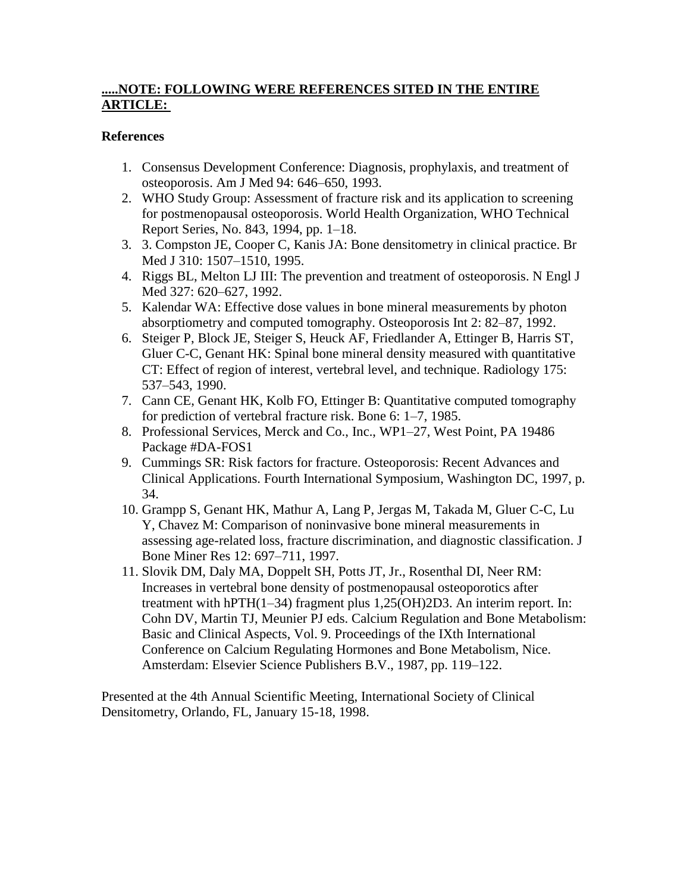**.....NOTE: FOLLOWING WERE REFERENCES SITED IN THE ENTIRE ARTICLE:**

**References**

1. Consensus Development Conference: Diagnosis, prophylaxis, and treatment of osteoporosis. Am J Med 94: 646–650, 1993.
2. WHO Study Group: Assessment of fracture risk and its application to screening for postmenopausal osteoporosis. World Health Organization, WHO Technical Report Series, No. 843, 1994, pp. 1–18.
3. 3. Compston JE, Cooper C, Kanis JA: Bone densitometry in clinical practice. Br Med J 310: 1507–1510, 1995.
4. Riggs BL, Melton LJ III: The prevention and treatment of osteoporosis. N Engl J Med 327: 620–627, 1992.
5. Kalendar WA: Effective dose values in bone mineral measurements by photon absorptiometry and computed tomography. Osteoporosis Int 2: 82–87, 1992.
6. Steiger P, Block JE, Steiger S, Heuck AF, Friedlander A, Ettinger B, Harris ST, Gluer C-C, Genant HK: Spinal bone mineral density measured with quantitative CT: Effect of region of interest, vertebral level, and technique. Radiology 175: 537–543, 1990.
7. Cann CE, Genant HK, Kolb FO, Ettinger B: Quantitative computed tomography for prediction of vertebral fracture risk. Bone 6: 1–7, 1985.
8. Professional Services, Merck and Co., Inc., WP1–27, West Point, PA 19486 Package #DA-FOS1
9. Cummings SR: Risk factors for fracture. Osteoporosis: Recent Advances and Clinical Applications. Fourth International Symposium, Washington DC, 1997, p. 34.
10. Grampp S, Genant HK, Mathur A, Lang P, Jergas M, Takada M, Gluer C-C, Lu Y, Chavez M: Comparison of noninvasive bone mineral measurements in assessing age-related loss, fracture discrimination, and diagnostic classification. J Bone Miner Res 12: 697–711, 1997.
11. Slovik DM, Daly MA, Doppelt SH, Potts JT, Jr., Rosenthal DI, Neer RM: Increases in vertebral bone density of postmenopausal osteoporotics after treatment with hPTH(1–34) fragment plus 1,25(OH)2D3. An interim report. In: Cohn DV, Martin TJ, Meunier PJ eds. Calcium Regulation and Bone Metabolism: Basic and Clinical Aspects, Vol. 9. Proceedings of the IXth International Conference on Calcium Regulating Hormones and Bone Metabolism, Nice. Amsterdam: Elsevier Science Publishers B.V., 1987, pp. 119–122.

Presented at the 4th Annual Scientific Meeting, International Society of Clinical Densitometry, Orlando, FL, January 15-18, 1998.